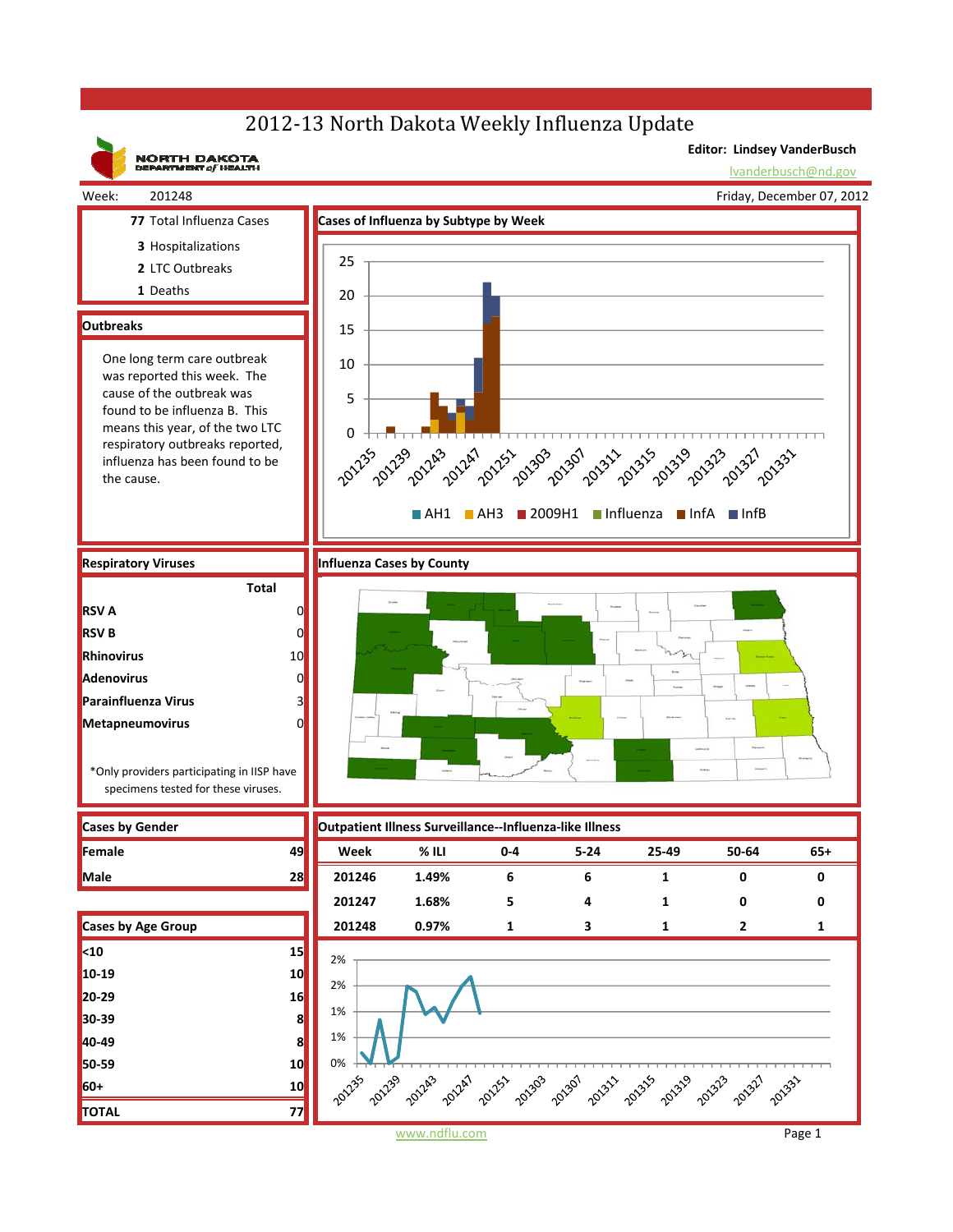# 2012-13 North Dakota Weekly Influenza Update

NORTH DAKOTA DEPARTMENT of HEALTH

**Editor: Lindsey VanderBusch**

lvanderbusch@nd.gov

Week: 201248

Friday, December 07, 2012

**77** Total Influenza Cases

**3** Hospitalizations

**2** LTC Outbreaks

**1** Deaths

## Outbreaks

One long term care outbreak was reported this week. The cause of the outbreak was found to be influenza B. This means this year, of the two LTC respiratory outbreaks reported, influenza has been found to be the cause.

## Cases of Influenza by Subtype by Week

AH1 | AH3 | 2009H1 | Influenza | InfA | InfB

## Respiratory Viruses

| | Total |
|---|---|
| **RSV A** | 0 |
| **RSV B** | 0 |
| **Rhinovirus** | 10 |
| **Adenovirus** | 0 |
| **Parainfluenza Virus** | 3 |
| **Metapneumovirus** | 0 |

*Only providers participating in IISP have specimens tested for these viruses.

## Influenza Cases by County

## Cases by Gender

| | |
|---|---|
| **Female** | 49 |
| **Male** | 28 |

## Cases by Age Group

| | |
|---|---|
| **<10** | 15 |
| **10-19** | 10 |
| **20-29** | 16 |
| **30-39** | 8 |
| **40-49** | 8 |
| **50-59** | 10 |
| **60+** | 10 |
| **TOTAL** | 77 |

## Outpatient Illness Surveillance--Influenza-like Illness

| Week | % ILI | 0-4 | 5-24 | 25-49 | 50-64 | 65+ |
|---|---|---|---|---|---|---|
| 201246 | 1.49% | 6 | 6 | 1 | 0 | 0 |
| 201247 | 1.68% | 5 | 4 | 1 | 0 | 0 |
| 201248 | 0.97% | 1 | 3 | 1 | 2 | 1 |

www.ndflu.com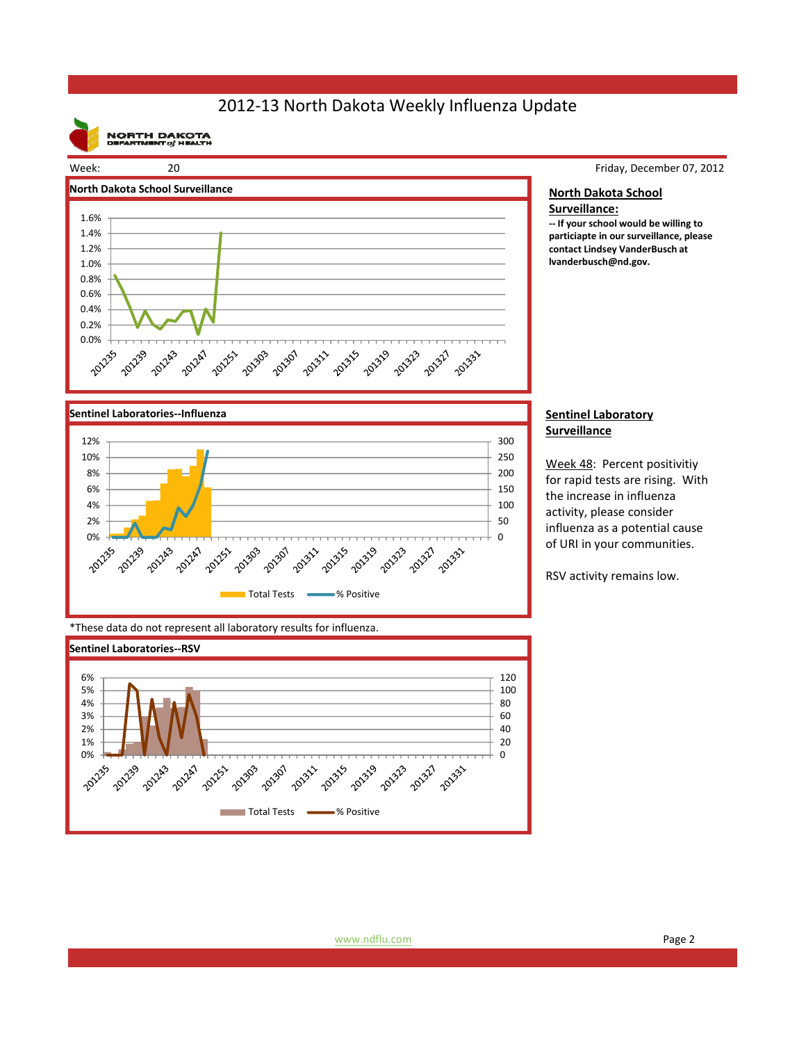# 2012-13 North Dakota Weekly Influenza Update

NORTH DAKOTA DEPARTMENT of HEALTH

Week: 20

Friday, December 07, 2012

## North Dakota School Surveillance

1.6%
1.4%
1.2%
1.0%
0.8%
0.6%
0.4%
0.2%
0.0%

201235 201239 201243 201247 201251 201303 201307 201311 201315 201319 201323 201327 201331

## North Dakota School Surveillance:

**-- If your school would be willing to particiapte in our surveillance, please contact Lindsey VanderBusch at lvanderbusch@nd.gov.**

## Sentinel Laboratories--Influenza

12%
10%
8%
6%
4%
2%
0%

300
250
200
150
100
50
0

201235 201239 201243 201247 201251 201303 201307 201311 201315 201319 201323 201327 201331

Total Tests
% Positive

*These data do not represent all laboratory results for influenza.

## Sentinel Laboratory Surveillance

Week 48: Percent positivitiy for rapid tests are rising. With the increase in influenza activity, please consider influenza as a potential cause of URI in your communities.

RSV activity remains low.

## Sentinel Laboratories--RSV

6%
5%
4%
3%
2%
1%
0%

120
100
80
60
40
20
0

201235 201239 201243 201247 201251 201303 201307 201311 201315 201319 201323 201327 201331

Total Tests
% Positive

www.ndflu.com